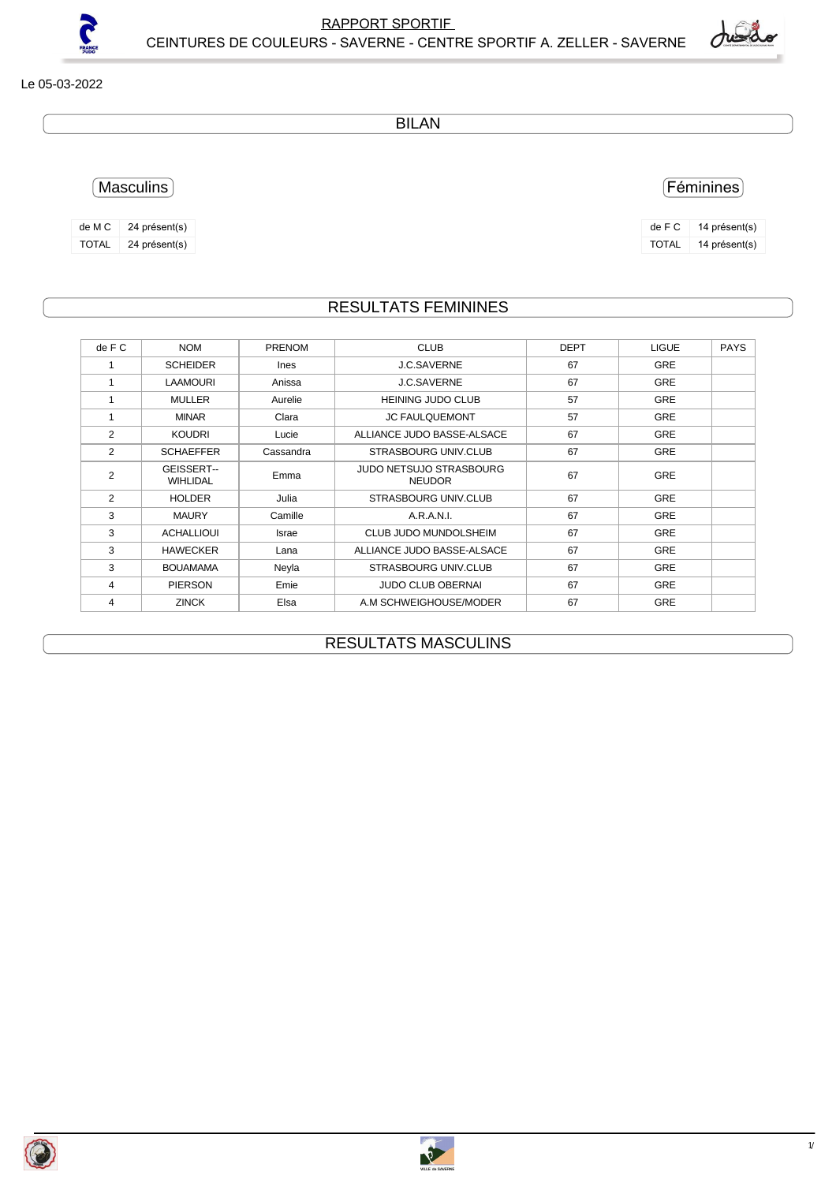RAPPORT SPORTIF

CEINTURES DE COULEURS - SAVERNE - CENTRE SPORTIF A. ZELLER - SAVERNE

Le 05-03-2022

## BILAN

### Masculins

| de M C | 24 présent(s) |
|---|---|
| TOTAL | 24 présent(s) |

### Féminines

| de F C | 14 présent(s) |
|---|---|
| TOTAL | 14 présent(s) |

## RESULTATS FEMININES

| de F C | NOM | PRENOM | CLUB | DEPT | LIGUE | PAYS |
|---|---|---|---|---|---|---|
| 1 | SCHEIDER | Ines | J.C.SAVERNE | 67 | GRE | |
| 1 | LAAMOURI | Anissa | J.C.SAVERNE | 67 | GRE | |
| 1 | MULLER | Aurelie | HEINING JUDO CLUB | 57 | GRE | |
| 1 | MINAR | Clara | JC FAULQUEMONT | 57 | GRE | |
| 2 | KOUDRI | Lucie | ALLIANCE JUDO BASSE-ALSACE | 67 | GRE | |
| 2 | SCHAEFFER | Cassandra | STRASBOURG UNIV.CLUB | 67 | GRE | |
| 2 | GEISSERT--WIHLIDAL | Emma | JUDO NETSUJO STRASBOURG NEUDOR | 67 | GRE | |
| 2 | HOLDER | Julia | STRASBOURG UNIV.CLUB | 67 | GRE | |
| 3 | MAURY | Camille | A.R.A.N.I. | 67 | GRE | |
| 3 | ACHALLIOUI | Israe | CLUB JUDO MUNDOLSHEIM | 67 | GRE | |
| 3 | HAWECKER | Lana | ALLIANCE JUDO BASSE-ALSACE | 67 | GRE | |
| 3 | BOUAMAMA | Neyla | STRASBOURG UNIV.CLUB | 67 | GRE | |
| 4 | PIERSON | Emie | JUDO CLUB OBERNAI | 67 | GRE | |
| 4 | ZINCK | Elsa | A.M SCHWEIGHOUSE/MODER | 67 | GRE | |

## RESULTATS MASCULINS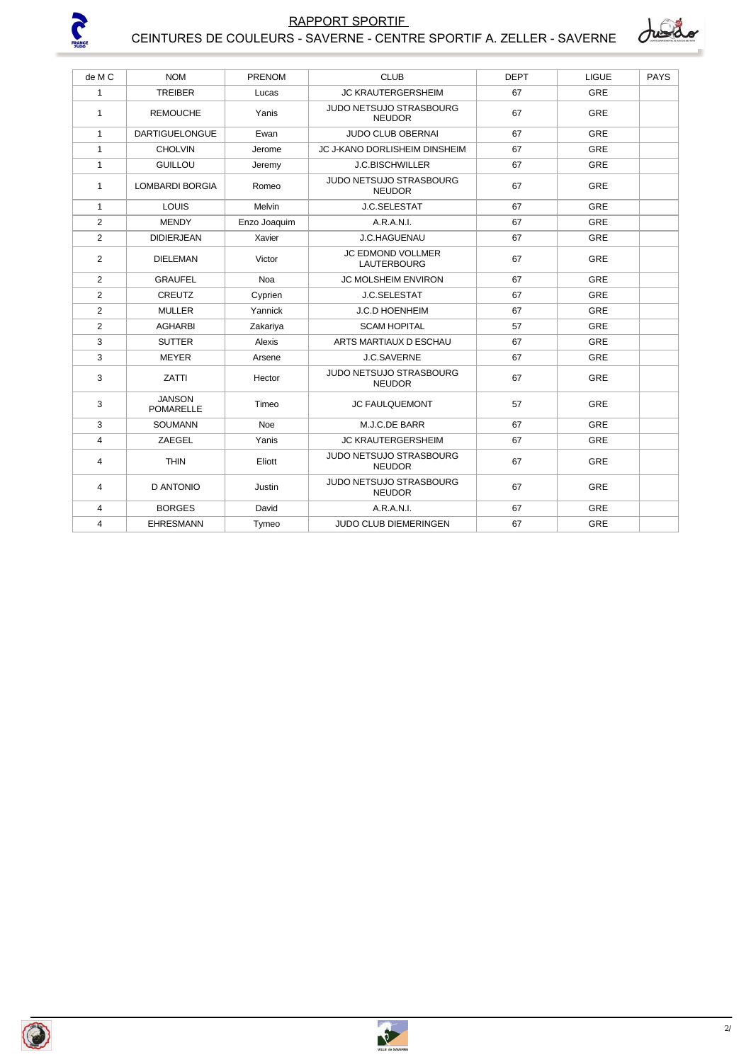RAPPORT SPORTIF

CEINTURES DE COULEURS - SAVERNE - CENTRE SPORTIF A. ZELLER - SAVERNE

| de M C | NOM | PRENOM | CLUB | DEPT | LIGUE | PAYS |
|---|---|---|---|---|---|---|
| 1 | TREIBER | Lucas | JC KRAUTERGERSHEIM | 67 | GRE | |
| 1 | REMOUCHE | Yanis | JUDO NETSUJO STRASBOURG NEUDOR | 67 | GRE | |
| 1 | DARTIGUELONGUE | Ewan | JUDO CLUB OBERNAI | 67 | GRE | |
| 1 | CHOLVIN | Jerome | JC J-KANO DORLISHEIM DINSHEIM | 67 | GRE | |
| 1 | GUILLOU | Jeremy | J.C.BISCHWILLER | 67 | GRE | |
| 1 | LOMBARDI BORGIA | Romeo | JUDO NETSUJO STRASBOURG NEUDOR | 67 | GRE | |
| 1 | LOUIS | Melvin | J.C.SELESTAT | 67 | GRE | |
| 2 | MENDY | Enzo Joaquim | A.R.A.N.I. | 67 | GRE | |
| 2 | DIDIERJEAN | Xavier | J.C.HAGUENAU | 67 | GRE | |
| 2 | DIELEMAN | Victor | JC EDMOND VOLLMER LAUTERBOURG | 67 | GRE | |
| 2 | GRAUFEL | Noa | JC MOLSHEIM ENVIRON | 67 | GRE | |
| 2 | CREUTZ | Cyprien | J.C.SELESTAT | 67 | GRE | |
| 2 | MULLER | Yannick | J.C.D HOENHEIM | 67 | GRE | |
| 2 | AGHARBI | Zakariya | SCAM HOPITAL | 57 | GRE | |
| 3 | SUTTER | Alexis | ARTS MARTIAUX D ESCHAU | 67 | GRE | |
| 3 | MEYER | Arsene | J.C.SAVERNE | 67 | GRE | |
| 3 | ZATTI | Hector | JUDO NETSUJO STRASBOURG NEUDOR | 67 | GRE | |
| 3 | JANSON POMARELLE | Timeo | JC FAULQUEMONT | 57 | GRE | |
| 3 | SOUMANN | Noe | M.J.C.DE BARR | 67 | GRE | |
| 4 | ZAEGEL | Yanis | JC KRAUTERGERSHEIM | 67 | GRE | |
| 4 | THIN | Eliott | JUDO NETSUJO STRASBOURG NEUDOR | 67 | GRE | |
| 4 | D ANTONIO | Justin | JUDO NETSUJO STRASBOURG NEUDOR | 67 | GRE | |
| 4 | BORGES | David | A.R.A.N.I. | 67 | GRE | |
| 4 | EHRESMANN | Tymeo | JUDO CLUB DIEMERINGEN | 67 | GRE | |